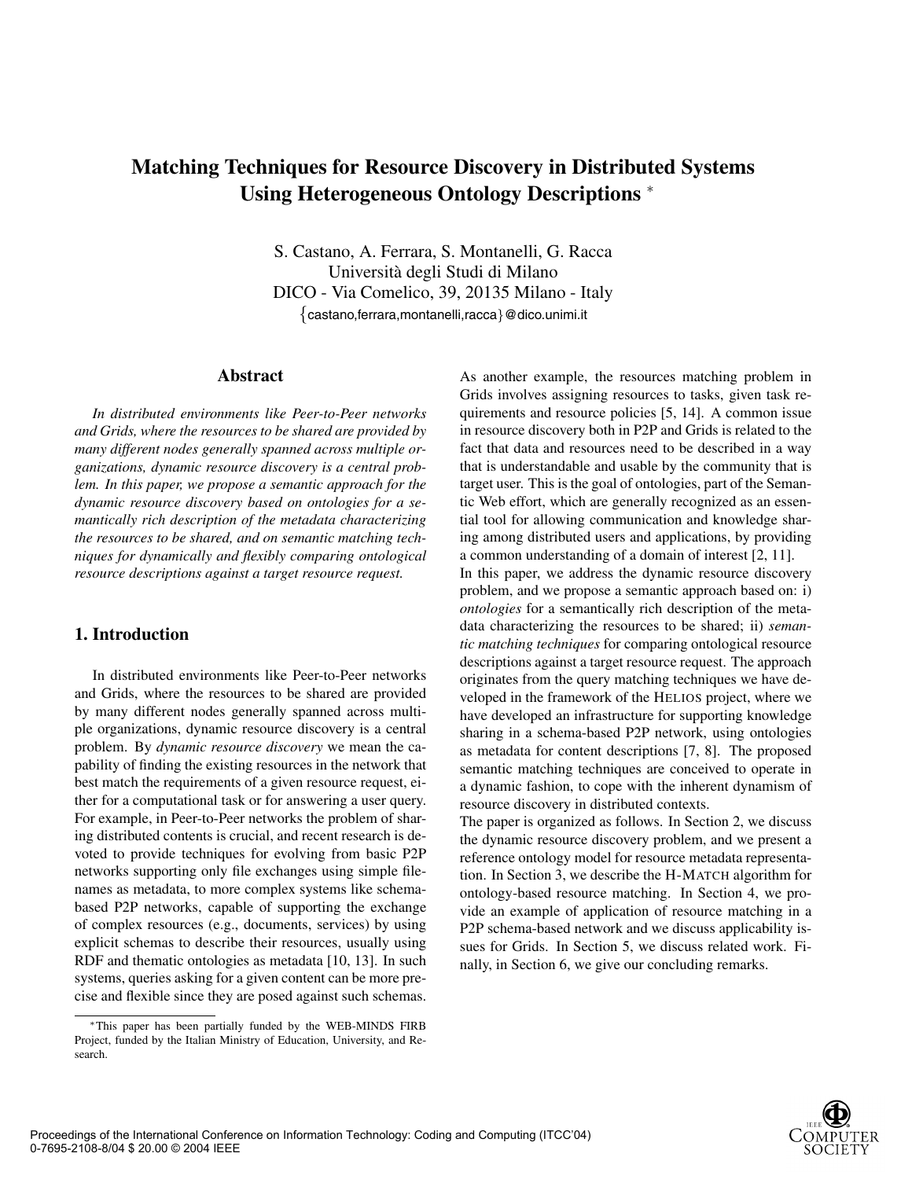# Matching Techniques for Resource Discovery in Distributed Systems Using Heterogeneous Ontology Descriptions *

S. Castano, A. Ferrara, S. Montanelli, G. Racca
Università degli Studi di Milano
DICO - Via Comelico, 39, 20135 Milano - Italy
{castano,ferrara,montanelli,racca}@dico.unimi.it

## Abstract

*In distributed environments like Peer-to-Peer networks and Grids, where the resources to be shared are provided by many different nodes generally spanned across multiple organizations, dynamic resource discovery is a central problem. In this paper, we propose a semantic approach for the dynamic resource discovery based on ontologies for a semantically rich description of the metadata characterizing the resources to be shared, and on semantic matching techniques for dynamically and flexibly comparing ontological resource descriptions against a target resource request.*

## 1. Introduction

In distributed environments like Peer-to-Peer networks and Grids, where the resources to be shared are provided by many different nodes generally spanned across multiple organizations, dynamic resource discovery is a central problem. By *dynamic resource discovery* we mean the capability of finding the existing resources in the network that best match the requirements of a given resource request, either for a computational task or for answering a user query. For example, in Peer-to-Peer networks the problem of sharing distributed contents is crucial, and recent research is devoted to provide techniques for evolving from basic P2P networks supporting only file exchanges using simple filenames as metadata, to more complex systems like schema-based P2P networks, capable of supporting the exchange of complex resources (e.g., documents, services) by using explicit schemas to describe their resources, usually using RDF and thematic ontologies as metadata [10, 13]. In such systems, queries asking for a given content can be more precise and flexible since they are posed against such schemas.

As another example, the resources matching problem in Grids involves assigning resources to tasks, given task requirements and resource policies [5, 14]. A common issue in resource discovery both in P2P and Grids is related to the fact that data and resources need to be described in a way that is understandable and usable by the community that is target user. This is the goal of ontologies, part of the Semantic Web effort, which are generally recognized as an essential tool for allowing communication and knowledge sharing among distributed users and applications, by providing a common understanding of a domain of interest [2, 11].

In this paper, we address the dynamic resource discovery problem, and we propose a semantic approach based on: i) *ontologies* for a semantically rich description of the metadata characterizing the resources to be shared; ii) *semantic matching techniques* for comparing ontological resource descriptions against a target resource request. The approach originates from the query matching techniques we have developed in the framework of the HELIOS project, where we have developed an infrastructure for supporting knowledge sharing in a schema-based P2P network, using ontologies as metadata for content descriptions [7, 8]. The proposed semantic matching techniques are conceived to operate in a dynamic fashion, to cope with the inherent dynamism of resource discovery in distributed contexts.

The paper is organized as follows. In Section 2, we discuss the dynamic resource discovery problem, and we present a reference ontology model for resource metadata representation. In Section 3, we describe the H-MATCH algorithm for ontology-based resource matching. In Section 4, we provide an example of application of resource matching in a P2P schema-based network and we discuss applicability issues for Grids. In Section 5, we discuss related work. Finally, in Section 6, we give our concluding remarks.

*This paper has been partially funded by the WEB-MINDS FIRB Project, funded by the Italian Ministry of Education, University, and Research.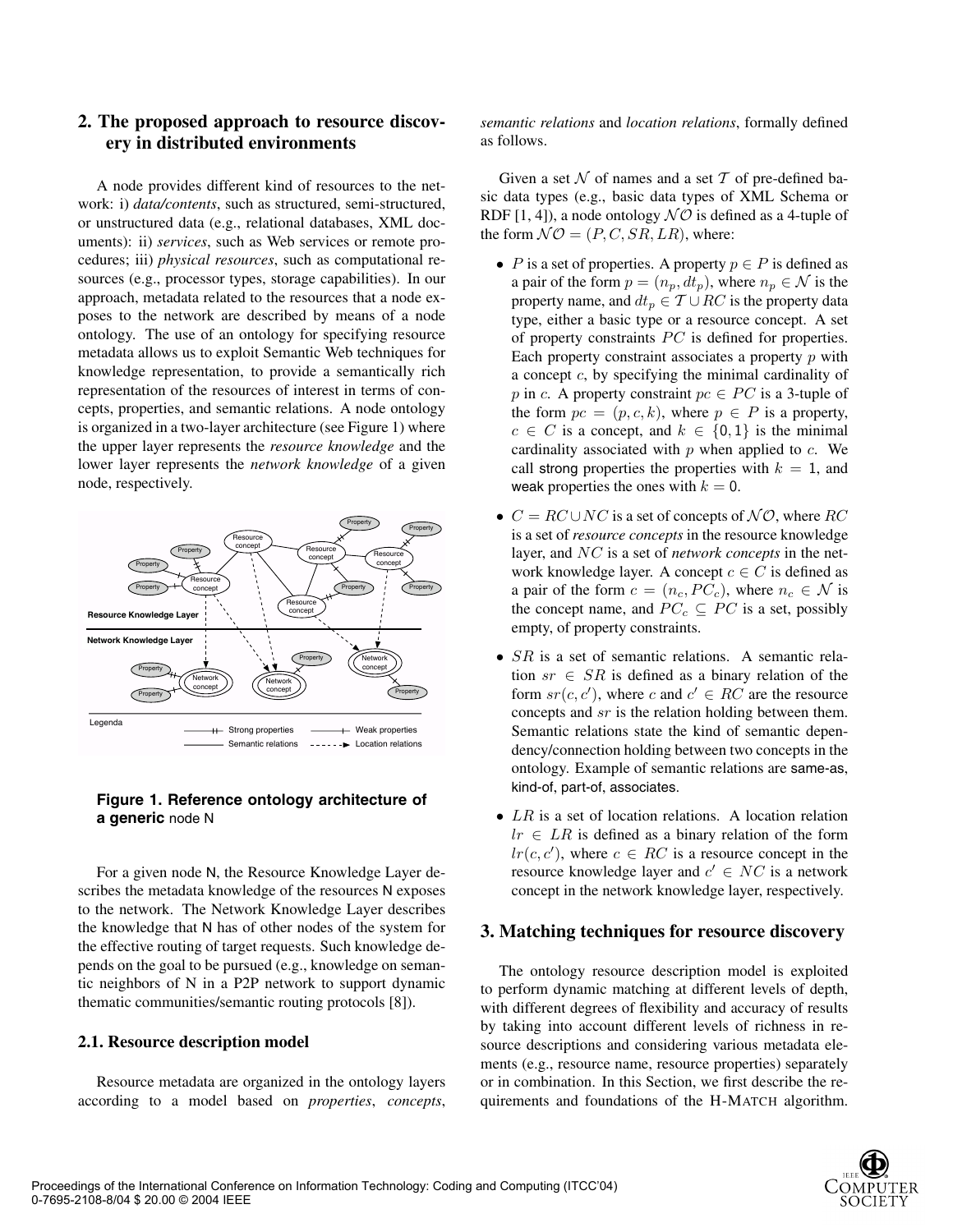## 2. The proposed approach to resource discovery in distributed environments

A node provides different kind of resources to the network: i) *data/contents*, such as structured, semi-structured, or unstructured data (e.g., relational databases, XML documents): ii) *services*, such as Web services or remote procedures; iii) *physical resources*, such as computational resources (e.g., processor types, storage capabilities). In our approach, metadata related to the resources that a node exposes to the network are described by means of a node ontology. The use of an ontology for specifying resource metadata allows us to exploit Semantic Web techniques for knowledge representation, to provide a semantically rich representation of the resources of interest in terms of concepts, properties, and semantic relations. A node ontology is organized in a two-layer architecture (see Figure 1) where the upper layer represents the *resource knowledge* and the lower layer represents the *network knowledge* of a given node, respectively.

**Figure 1. Reference ontology architecture of a generic** node N

For a given node N, the Resource Knowledge Layer describes the metadata knowledge of the resources N exposes to the network. The Network Knowledge Layer describes the knowledge that N has of other nodes of the system for the effective routing of target requests. Such knowledge depends on the goal to be pursued (e.g., knowledge on semantic neighbors of N in a P2P network to support dynamic thematic communities/semantic routing protocols [8]).

### 2.1. Resource description model

Resource metadata are organized in the ontology layers according to a model based on *properties*, *concepts*, *semantic relations* and *location relations*, formally defined as follows.

Given a set $\mathcal{N}$ of names and a set $\mathcal{T}$ of pre-defined basic data types (e.g., basic data types of XML Schema or RDF [1, 4]), a node ontology $\mathcal{NO}$ is defined as a 4-tuple of the form $\mathcal{NO} = (P, C, SR, LR)$, where:

- $P$ is a set of properties. A property $p \in P$ is defined as a pair of the form $p = (n_p, dt_p)$, where $n_p \in \mathcal{N}$ is the property name, and $dt_p \in \mathcal{T} \cup RC$ is the property data type, either a basic type or a resource concept. A set of property constraints $PC$ is defined for properties. Each property constraint associates a property $p$ with a concept $c$, by specifying the minimal cardinality of $p$ in $c$. A property constraint $pc \in PC$ is a 3-tuple of the form $pc = (p, c, k)$, where $p \in P$ is a property, $c \in C$ is a concept, and $k \in \{0, 1\}$ is the minimal cardinality associated with $p$ when applied to $c$. We call strong properties the properties with $k = 1$, and weak properties the ones with $k = 0$.
- $C = RC \cup NC$ is a set of concepts of $\mathcal{NO}$, where $RC$ is a set of *resource concepts* in the resource knowledge layer, and $NC$ is a set of *network concepts* in the network knowledge layer. A concept $c \in C$ is defined as a pair of the form $c = (n_c, PC_c)$, where $n_c \in \mathcal{N}$ is the concept name, and $PC_c \subseteq PC$ is a set, possibly empty, of property constraints.
- $SR$ is a set of semantic relations. A semantic relation $sr \in SR$ is defined as a binary relation of the form $sr(c, c')$, where $c$ and $c' \in RC$ are the resource concepts and $sr$ is the relation holding between them. Semantic relations state the kind of semantic dependency/connection holding between two concepts in the ontology. Example of semantic relations are same-as, kind-of, part-of, associates.
- $LR$ is a set of location relations. A location relation $lr \in LR$ is defined as a binary relation of the form $lr(c, c')$, where $c \in RC$ is a resource concept in the resource knowledge layer and $c' \in NC$ is a network concept in the network knowledge layer, respectively.

## 3. Matching techniques for resource discovery

The ontology resource description model is exploited to perform dynamic matching at different levels of depth, with different degrees of flexibility and accuracy of results by taking into account different levels of richness in resource descriptions and considering various metadata elements (e.g., resource name, resource properties) separately or in combination. In this Section, we first describe the requirements and foundations of the H-MATCH algorithm.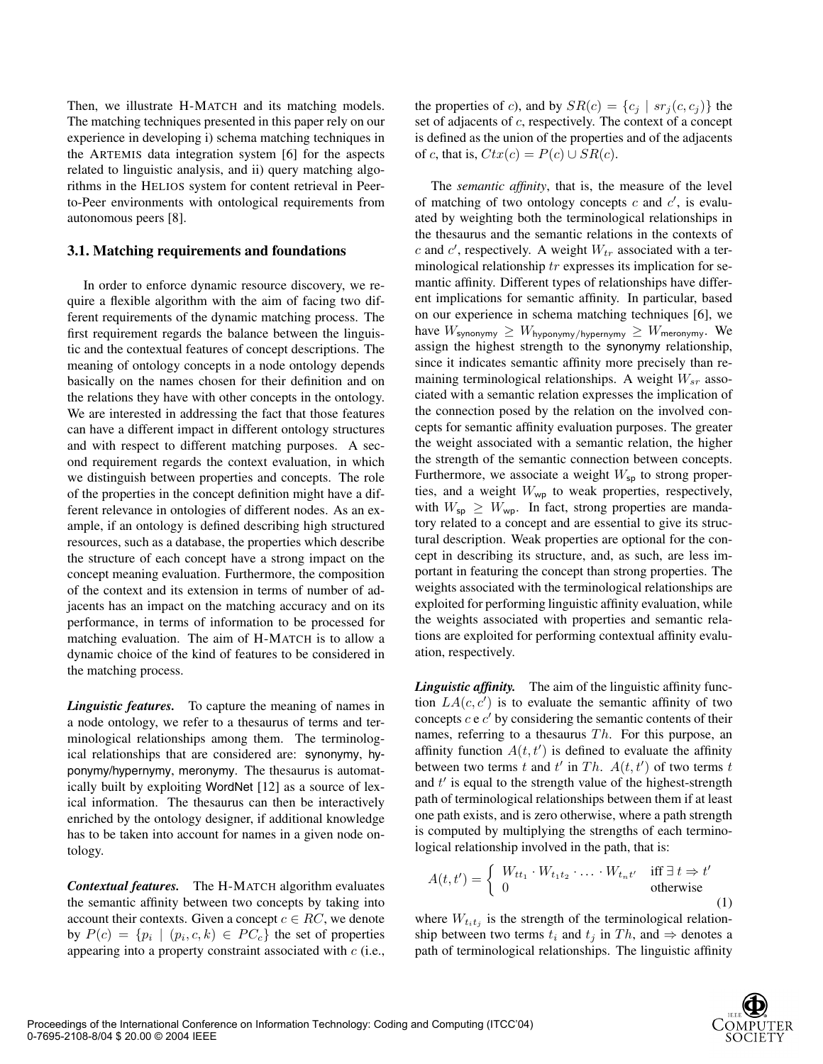Then, we illustrate H-MATCH and its matching models. The matching techniques presented in this paper rely on our experience in developing i) schema matching techniques in the ARTEMIS data integration system [6] for the aspects related to linguistic analysis, and ii) query matching algorithms in the HELIOS system for content retrieval in Peer-to-Peer environments with ontological requirements from autonomous peers [8].

### 3.1. Matching requirements and foundations

In order to enforce dynamic resource discovery, we require a flexible algorithm with the aim of facing two different requirements of the dynamic matching process. The first requirement regards the balance between the linguistic and the contextual features of concept descriptions. The meaning of ontology concepts in a node ontology depends basically on the names chosen for their definition and on the relations they have with other concepts in the ontology. We are interested in addressing the fact that those features can have a different impact in different ontology structures and with respect to different matching purposes. A second requirement regards the context evaluation, in which we distinguish between properties and concepts. The role of the properties in the concept definition might have a different relevance in ontologies of different nodes. As an example, if an ontology is defined describing high structured resources, such as a database, the properties which describe the structure of each concept have a strong impact on the concept meaning evaluation. Furthermore, the composition of the context and its extension in terms of number of adjacents has an impact on the matching accuracy and on its performance, in terms of information to be processed for matching evaluation. The aim of H-MATCH is to allow a dynamic choice of the kind of features to be considered in the matching process.

***Linguistic features.*** To capture the meaning of names in a node ontology, we refer to a thesaurus of terms and terminological relationships among them. The terminological relationships that are considered are: synonymy, hyponymy/hypernymy, meronymy. The thesaurus is automatically built by exploiting WordNet [12] as a source of lexical information. The thesaurus can then be interactively enriched by the ontology designer, if additional knowledge has to be taken into account for names in a given node ontology.

***Contextual features.*** The H-MATCH algorithm evaluates the semantic affinity between two concepts by taking into account their contexts. Given a concept $c \in RC$, we denote by $P(c) = \{p_i \mid (p_i, c, k) \in PC_c\}$ the set of properties appearing into a property constraint associated with $c$ (i.e., the properties of $c$), and by $SR(c) = \{c_j \mid sr_j(c, c_j)\}$ the set of adjacents of $c$, respectively. The context of a concept is defined as the union of the properties and of the adjacents of $c$, that is, $Ctx(c) = P(c) \cup SR(c)$.

The *semantic affinity*, that is, the measure of the level of matching of two ontology concepts $c$ and $c'$, is evaluated by weighting both the terminological relationships in the thesaurus and the semantic relations in the contexts of $c$ and $c'$, respectively. A weight $W_{tr}$ associated with a terminological relationship $tr$ expresses its implication for semantic affinity. Different types of relationships have different implications for semantic affinity. In particular, based on our experience in schema matching techniques [6], we have $W_{\mathsf{synonymy}} \geq W_{\mathsf{hyponymy/hypernymy}} \geq W_{\mathsf{meronymy}}$. We assign the highest strength to the synonymy relationship, since it indicates semantic affinity more precisely than remaining terminological relationships. A weight $W_{sr}$ associated with a semantic relation expresses the implication of the connection posed by the relation on the involved concepts for semantic affinity evaluation purposes. The greater the weight associated with a semantic relation, the higher the strength of the semantic connection between concepts. Furthermore, we associate a weight $W_{\mathsf{sp}}$ to strong properties, and a weight $W_{\mathsf{wp}}$ to weak properties, respectively, with $W_{\mathsf{sp}} \geq W_{\mathsf{wp}}$. In fact, strong properties are mandatory related to a concept and are essential to give its structural description. Weak properties are optional for the concept in describing its structure, and, as such, are less important in featuring the concept than strong properties. The weights associated with the terminological relationships are exploited for performing linguistic affinity evaluation, while the weights associated with properties and semantic relations are exploited for performing contextual affinity evaluation, respectively.

***Linguistic affinity.*** The aim of the linguistic affinity function $LA(c, c')$ is to evaluate the semantic affinity of two concepts $c$ e $c'$ by considering the semantic contents of their names, referring to a thesaurus $Th$. For this purpose, an affinity function $A(t, t')$ is defined to evaluate the affinity between two terms $t$ and $t'$ in $Th$. $A(t, t')$ of two terms $t$ and $t'$ is equal to the strength value of the highest-strength path of terminological relationships between them if at least one path exists, and is zero otherwise, where a path strength is computed by multiplying the strengths of each terminological relationship involved in the path, that is:

$$A(t, t') = \begin{cases} W_{tt_1} \cdot W_{t_1t_2} \cdot \ldots \cdot W_{t_nt'} & \text{iff } \exists\, t \Rightarrow t' \\ 0 & \text{otherwise} \end{cases} \tag{1}$$

where $W_{t_it_j}$ is the strength of the terminological relationship between two terms $t_i$ and $t_j$ in $Th$, and $\Rightarrow$ denotes a path of terminological relationships. The linguistic affinity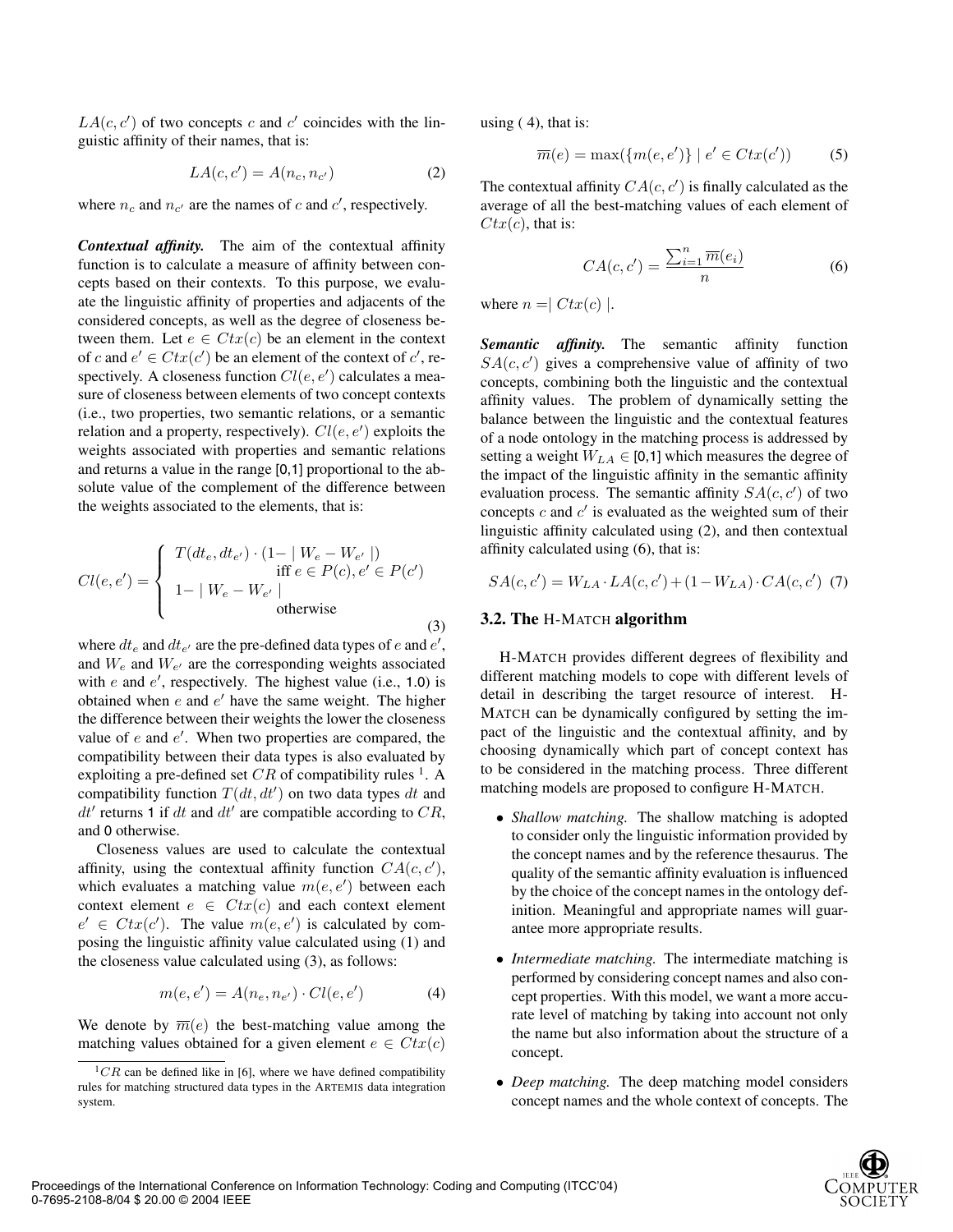$LA(c, c')$ of two concepts $c$ and $c'$ coincides with the linguistic affinity of their names, that is:

$$LA(c, c') = A(n_c, n_{c'}) \tag{2}$$

where $n_c$ and $n_{c'}$ are the names of $c$ and $c'$, respectively.

***Contextual affinity.*** The aim of the contextual affinity function is to calculate a measure of affinity between concepts based on their contexts. To this purpose, we evaluate the linguistic affinity of properties and adjacents of the considered concepts, as well as the degree of closeness between them. Let $e \in Ctx(c)$ be an element in the context of $c$ and $e' \in Ctx(c')$ be an element of the context of $c'$, respectively. A closeness function $Cl(e, e')$ calculates a measure of closeness between elements of two concept contexts (i.e., two properties, two semantic relations, or a semantic relation and a property, respectively). $Cl(e, e')$ exploits the weights associated with properties and semantic relations and returns a value in the range [0,1] proportional to the absolute value of the complement of the difference between the weights associated to the elements, that is:

$$Cl(e, e') = \begin{cases} T(dt_e, dt_{e'}) \cdot (1 - \mid W_e - W_{e'} \mid) \\ \qquad\qquad \text{iff } e \in P(c), e' \in P(c') \\ 1 - \mid W_e - W_{e'} \mid \\ \qquad\qquad \text{otherwise} \end{cases} \tag{3}$$

where $dt_e$ and $dt_{e'}$ are the pre-defined data types of $e$ and $e'$, and $W_e$ and $W_{e'}$ are the corresponding weights associated with $e$ and $e'$, respectively. The highest value (i.e., 1.0) is obtained when $e$ and $e'$ have the same weight. The higher the difference between their weights the lower the closeness value of $e$ and $e'$. When two properties are compared, the compatibility between their data types is also evaluated by exploiting a pre-defined set $CR$ of compatibility rules [1]. A compatibility function $T(dt, dt')$ on two data types $dt$ and $dt'$ returns 1 if $dt$ and $dt'$ are compatible according to $CR$, and 0 otherwise.

Closeness values are used to calculate the contextual affinity, using the contextual affinity function $CA(c, c')$, which evaluates a matching value $m(e, e')$ between each context element $e \in Ctx(c)$ and each context element $e' \in Ctx(c')$. The value $m(e, e')$ is calculated by composing the linguistic affinity value calculated using (1) and the closeness value calculated using (3), as follows:

$$m(e, e') = A(n_e, n_{e'}) \cdot Cl(e, e') \tag{4}$$

We denote by $\overline{m}(e)$ the best-matching value among the matching values obtained for a given element $e \in Ctx(c)$ using ( 4), that is:

$$\overline{m}(e) = \max(\{m(e, e')\} \mid e' \in Ctx(c')) \tag{5}$$

The contextual affinity $CA(c, c')$ is finally calculated as the average of all the best-matching values of each element of $Ctx(c)$, that is:

$$CA(c, c') = \frac{\sum_{i=1}^{n} \overline{m}(e_i)}{n} \tag{6}$$

where $n = \mid Ctx(c) \mid$.

***Semantic affinity.*** The semantic affinity function $SA(c, c')$ gives a comprehensive value of affinity of two concepts, combining both the linguistic and the contextual affinity values. The problem of dynamically setting the balance between the linguistic and the contextual features of a node ontology in the matching process is addressed by setting a weight $W_{LA} \in$ [0,1] which measures the degree of the impact of the linguistic affinity in the semantic affinity evaluation process. The semantic affinity $SA(c, c')$ of two concepts $c$ and $c'$ is evaluated as the weighted sum of their linguistic affinity calculated using (2), and then contextual affinity calculated using (6), that is:

$$SA(c, c') = W_{LA} \cdot LA(c, c') + (1 - W_{LA}) \cdot CA(c, c') \tag{7}$$

### 3.2. The H-MATCH algorithm

H-MATCH provides different degrees of flexibility and different matching models to cope with different levels of detail in describing the target resource of interest. H-MATCH can be dynamically configured by setting the impact of the linguistic and the contextual affinity, and by choosing dynamically which part of concept context has to be considered in the matching process. Three different matching models are proposed to configure H-MATCH.

- *Shallow matching.* The shallow matching is adopted to consider only the linguistic information provided by the concept names and by the reference thesaurus. The quality of the semantic affinity evaluation is influenced by the choice of the concept names in the ontology definition. Meaningful and appropriate names will guarantee more appropriate results.
- *Intermediate matching.* The intermediate matching is performed by considering concept names and also concept properties. With this model, we want a more accurate level of matching by taking into account not only the name but also information about the structure of a concept.
- *Deep matching.* The deep matching model considers concept names and the whole context of concepts. The

[1] $CR$ can be defined like in [6], where we have defined compatibility rules for matching structured data types in the ARTEMIS data integration system.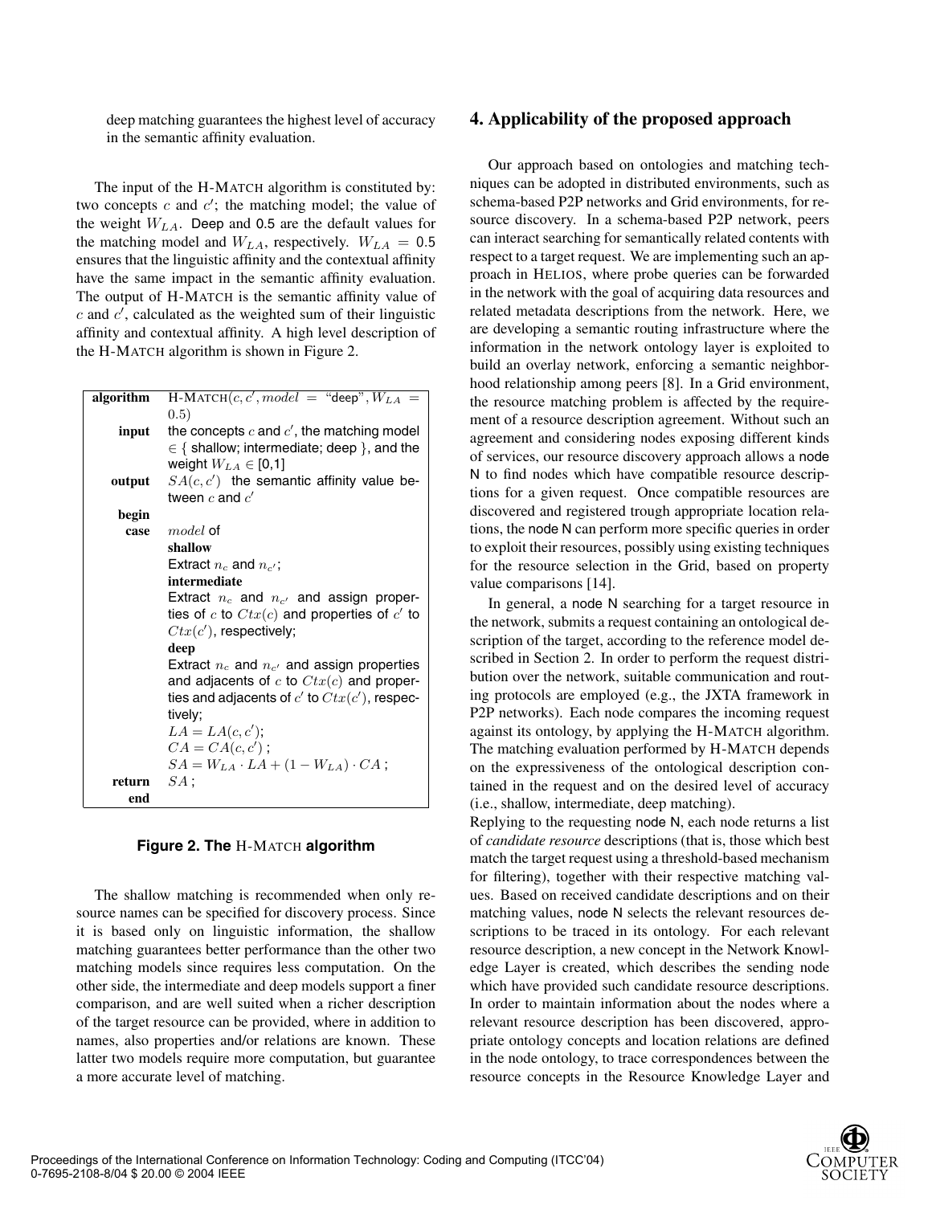deep matching guarantees the highest level of accuracy in the semantic affinity evaluation.

The input of the H-MATCH algorithm is constituted by: two concepts $c$ and $c'$; the matching model; the value of the weight $W_{LA}$. Deep and 0.5 are the default values for the matching model and $W_{LA}$, respectively. $W_{LA} = 0.5$ ensures that the linguistic affinity and the contextual affinity have the same impact in the semantic affinity evaluation. The output of H-MATCH is the semantic affinity value of $c$ and $c'$, calculated as the weighted sum of their linguistic affinity and contextual affinity. A high level description of the H-MATCH algorithm is shown in Figure 2.

| | |
|---|---|
| **algorithm** | H-MATCH$(c, c', model = \text{"deep"}, W_{LA} = 0.5)$ |
| **input** | the concepts $c$ and $c'$, the matching model $\in$ { shallow; intermediate; deep }, and the weight $W_{LA} \in$ [0,1] |
| **output** | $SA(c, c')$ the semantic affinity value between $c$ and $c'$ |
| **begin** | |
| **case** | $model$ of |
| | **shallow** |
| | Extract $n_c$ and $n_{c'}$; |
| | **intermediate** |
| | Extract $n_c$ and $n_{c'}$ and assign properties of $c$ to $Ctx(c)$ and properties of $c'$ to $Ctx(c')$, respectively; |
| | **deep** |
| | Extract $n_c$ and $n_{c'}$ and assign properties and adjacents of $c$ to $Ctx(c)$ and properties and adjacents of $c'$ to $Ctx(c')$, respectively; |
| | $LA = LA(c, c')$; |
| | $CA = CA(c, c')$ ; |
| | $SA = W_{LA} \cdot LA + (1 - W_{LA}) \cdot CA$ ; |
| **return** | $SA$ ; |
| **end** | |

**Figure 2. The H-MATCH algorithm**

The shallow matching is recommended when only resource names can be specified for discovery process. Since it is based only on linguistic information, the shallow matching guarantees better performance than the other two matching models since requires less computation. On the other side, the intermediate and deep models support a finer comparison, and are well suited when a richer description of the target resource can be provided, where in addition to names, also properties and/or relations are known. These latter two models require more computation, but guarantee a more accurate level of matching.

## 4. Applicability of the proposed approach

Our approach based on ontologies and matching techniques can be adopted in distributed environments, such as schema-based P2P networks and Grid environments, for resource discovery. In a schema-based P2P network, peers can interact searching for semantically related contents with respect to a target request. We are implementing such an approach in HELIOS, where probe queries can be forwarded in the network with the goal of acquiring data resources and related metadata descriptions from the network. Here, we are developing a semantic routing infrastructure where the information in the network ontology layer is exploited to build an overlay network, enforcing a semantic neighborhood relationship among peers [8]. In a Grid environment, the resource matching problem is affected by the requirement of a resource description agreement. Without such an agreement and considering nodes exposing different kinds of services, our resource discovery approach allows a node N to find nodes which have compatible resource descriptions for a given request. Once compatible resources are discovered and registered trough appropriate location relations, the node N can perform more specific queries in order to exploit their resources, possibly using existing techniques for the resource selection in the Grid, based on property value comparisons [14].

In general, a node N searching for a target resource in the network, submits a request containing an ontological description of the target, according to the reference model described in Section 2. In order to perform the request distribution over the network, suitable communication and routing protocols are employed (e.g., the JXTA framework in P2P networks). Each node compares the incoming request against its ontology, by applying the H-MATCH algorithm. The matching evaluation performed by H-MATCH depends on the expressiveness of the ontological description contained in the request and on the desired level of accuracy (i.e., shallow, intermediate, deep matching).

Replying to the requesting node N, each node returns a list of *candidate resource* descriptions (that is, those which best match the target request using a threshold-based mechanism for filtering), together with their respective matching values. Based on received candidate descriptions and on their matching values, node N selects the relevant resources descriptions to be traced in its ontology. For each relevant resource description, a new concept in the Network Knowledge Layer is created, which describes the sending node which have provided such candidate resource descriptions. In order to maintain information about the nodes where a relevant resource description has been discovered, appropriate ontology concepts and location relations are defined in the node ontology, to trace correspondences between the resource concepts in the Resource Knowledge Layer and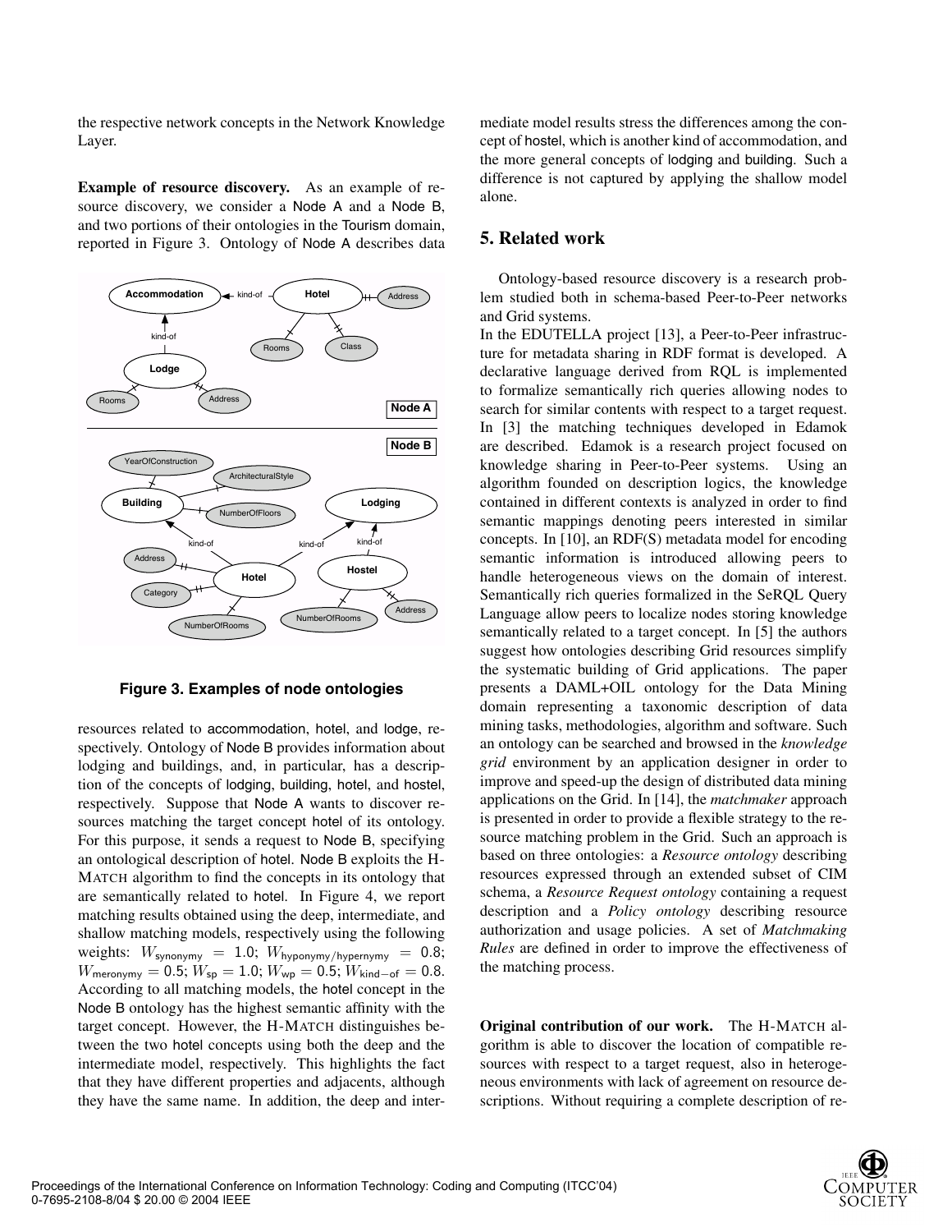the respective network concepts in the Network Knowledge Layer.

**Example of resource discovery.** As an example of resource discovery, we consider a Node A and a Node B, and two portions of their ontologies in the Tourism domain, reported in Figure 3. Ontology of Node A describes data

Accommodation
kind-of
Hotel
Address
kind-of
Rooms
Class
Lodge
Rooms
Address
Node A
Node B
YearOfConstruction
ArchitecturalStyle
Building
Lodging
NumberOfFloors
kind-of
kind-of
kind-of
Address
Hostel
Hotel
Category
Address
NumberOfRooms
NumberOfRooms

**Figure 3. Examples of node ontologies**

resources related to accommodation, hotel, and lodge, respectively. Ontology of Node B provides information about lodging and buildings, and, in particular, has a description of the concepts of lodging, building, hotel, and hostel, respectively. Suppose that Node A wants to discover resources matching the target concept hotel of its ontology. For this purpose, it sends a request to Node B, specifying an ontological description of hotel. Node B exploits the H-MATCH algorithm to find the concepts in its ontology that are semantically related to hotel. In Figure 4, we report matching results obtained using the deep, intermediate, and shallow matching models, respectively using the following weights: $W_{\text{synonymy}} = 1.0$; $W_{\text{hyponymy/hypernymy}} = 0.8$; $W_{\text{meronymy}} = 0.5$; $W_{\text{sp}} = 1.0$; $W_{\text{wp}} = 0.5$; $W_{\text{kind-of}} = 0.8$. According to all matching models, the hotel concept in the Node B ontology has the highest semantic affinity with the target concept. However, the H-MATCH distinguishes between the two hotel concepts using both the deep and the intermediate model, respectively. This highlights the fact that they have different properties and adjacents, although they have the same name. In addition, the deep and intermediate model results stress the differences among the concept of hostel, which is another kind of accommodation, and the more general concepts of lodging and building. Such a difference is not captured by applying the shallow model alone.

## 5. Related work

Ontology-based resource discovery is a research problem studied both in schema-based Peer-to-Peer networks and Grid systems.

In the EDUTELLA project [13], a Peer-to-Peer infrastructure for metadata sharing in RDF format is developed. A declarative language derived from RQL is implemented to formalize semantically rich queries allowing nodes to search for similar contents with respect to a target request. In [3] the matching techniques developed in Edamok are described. Edamok is a research project focused on knowledge sharing in Peer-to-Peer systems. Using an algorithm founded on description logics, the knowledge contained in different contexts is analyzed in order to find semantic mappings denoting peers interested in similar concepts. In [10], an RDF(S) metadata model for encoding semantic information is introduced allowing peers to handle heterogeneous views on the domain of interest. Semantically rich queries formalized in the SeRQL Query Language allow peers to localize nodes storing knowledge semantically related to a target concept. In [5] the authors suggest how ontologies describing Grid resources simplify the systematic building of Grid applications. The paper presents a DAML+OIL ontology for the Data Mining domain representing a taxonomic description of data mining tasks, methodologies, algorithm and software. Such an ontology can be searched and browsed in the *knowledge grid* environment by an application designer in order to improve and speed-up the design of distributed data mining applications on the Grid. In [14], the *matchmaker* approach is presented in order to provide a flexible strategy to the resource matching problem in the Grid. Such an approach is based on three ontologies: a *Resource ontology* describing resources expressed through an extended subset of CIM schema, a *Resource Request ontology* containing a request description and a *Policy ontology* describing resource authorization and usage policies. A set of *Matchmaking Rules* are defined in order to improve the effectiveness of the matching process.

**Original contribution of our work.** The H-MATCH algorithm is able to discover the location of compatible resources with respect to a target request, also in heterogeneous environments with lack of agreement on resource descriptions. Without requiring a complete description of re-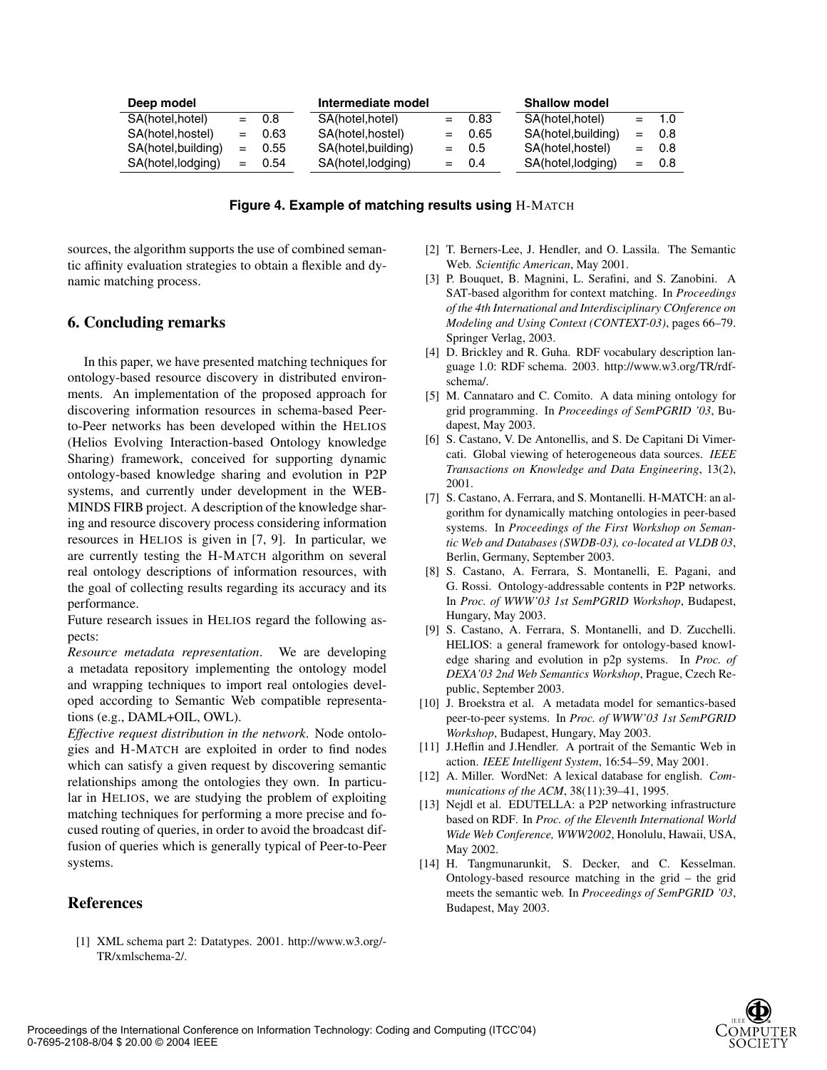| Deep model | | | Intermediate model | | | Shallow model | | |
|---|---|---|---|---|---|---|---|---|
| SA(hotel,hotel) | = | 0.8 | SA(hotel,hotel) | = | 0.83 | SA(hotel,hotel) | = | 1.0 |
| SA(hotel,hostel) | = | 0.63 | SA(hotel,hostel) | = | 0.65 | SA(hotel,building) | = | 0.8 |
| SA(hotel,building) | = | 0.55 | SA(hotel,building) | = | 0.5 | SA(hotel,hostel) | = | 0.8 |
| SA(hotel,lodging) | = | 0.54 | SA(hotel,lodging) | = | 0.4 | SA(hotel,lodging) | = | 0.8 |

**Figure 4. Example of matching results using H-MATCH**

sources, the algorithm supports the use of combined semantic affinity evaluation strategies to obtain a flexible and dynamic matching process.

## 6. Concluding remarks

In this paper, we have presented matching techniques for ontology-based resource discovery in distributed environments. An implementation of the proposed approach for discovering information resources in schema-based Peer-to-Peer networks has been developed within the HELIOS (Helios Evolving Interaction-based Ontology knowledge Sharing) framework, conceived for supporting dynamic ontology-based knowledge sharing and evolution in P2P systems, and currently under development in the WEB-MINDS FIRB project. A description of the knowledge sharing and resource discovery process considering information resources in HELIOS is given in [7, 9]. In particular, we are currently testing the H-MATCH algorithm on several real ontology descriptions of information resources, with the goal of collecting results regarding its accuracy and its performance.

Future research issues in HELIOS regard the following aspects:

*Resource metadata representation*. We are developing a metadata repository implementing the ontology model and wrapping techniques to import real ontologies developed according to Semantic Web compatible representations (e.g., DAML+OIL, OWL).

*Effective request distribution in the network*. Node ontologies and H-MATCH are exploited in order to find nodes which can satisfy a given request by discovering semantic relationships among the ontologies they own. In particular in HELIOS, we are studying the problem of exploiting matching techniques for performing a more precise and focused routing of queries, in order to avoid the broadcast diffusion of queries which is generally typical of Peer-to-Peer systems.

## References

[1] XML schema part 2: Datatypes. 2001. http://www.w3.org/-TR/xmlschema-2/.

[2] T. Berners-Lee, J. Hendler, and O. Lassila. The Semantic Web. *Scientific American*, May 2001.

[3] P. Bouquet, B. Magnini, L. Serafini, and S. Zanobini. A SAT-based algorithm for context matching. In *Proceedings of the 4th International and Interdisciplinary COnference on Modeling and Using Context (CONTEXT-03)*, pages 66–79. Springer Verlag, 2003.

[4] D. Brickley and R. Guha. RDF vocabulary description language 1.0: RDF schema. 2003. http://www.w3.org/TR/rdf-schema/.

[5] M. Cannataro and C. Comito. A data mining ontology for grid programming. In *Proceedings of SemPGRID '03*, Budapest, May 2003.

[6] S. Castano, V. De Antonellis, and S. De Capitani Di Vimercati. Global viewing of heterogeneous data sources. *IEEE Transactions on Knowledge and Data Engineering*, 13(2), 2001.

[7] S. Castano, A. Ferrara, and S. Montanelli. H-MATCH: an algorithm for dynamically matching ontologies in peer-based systems. In *Proceedings of the First Workshop on Semantic Web and Databases (SWDB-03), co-located at VLDB 03*, Berlin, Germany, September 2003.

[8] S. Castano, A. Ferrara, S. Montanelli, E. Pagani, and G. Rossi. Ontology-addressable contents in P2P networks. In *Proc. of WWW'03 1st SemPGRID Workshop*, Budapest, Hungary, May 2003.

[9] S. Castano, A. Ferrara, S. Montanelli, and D. Zucchelli. HELIOS: a general framework for ontology-based knowledge sharing and evolution in p2p systems. In *Proc. of DEXA'03 2nd Web Semantics Workshop*, Prague, Czech Republic, September 2003.

[10] J. Broekstra et al. A metadata model for semantics-based peer-to-peer systems. In *Proc. of WWW'03 1st SemPGRID Workshop*, Budapest, Hungary, May 2003.

[11] J.Heflin and J.Hendler. A portrait of the Semantic Web in action. *IEEE Intelligent System*, 16:54–59, May 2001.

[12] A. Miller. WordNet: A lexical database for english. *Communications of the ACM*, 38(11):39–41, 1995.

[13] Nejdl et al. EDUTELLA: a P2P networking infrastructure based on RDF. In *Proc. of the Eleventh International World Wide Web Conference, WWW2002*, Honolulu, Hawaii, USA, May 2002.

[14] H. Tangmunarunkit, S. Decker, and C. Kesselman. Ontology-based resource matching in the grid – the grid meets the semantic web. In *Proceedings of SemPGRID '03*, Budapest, May 2003.